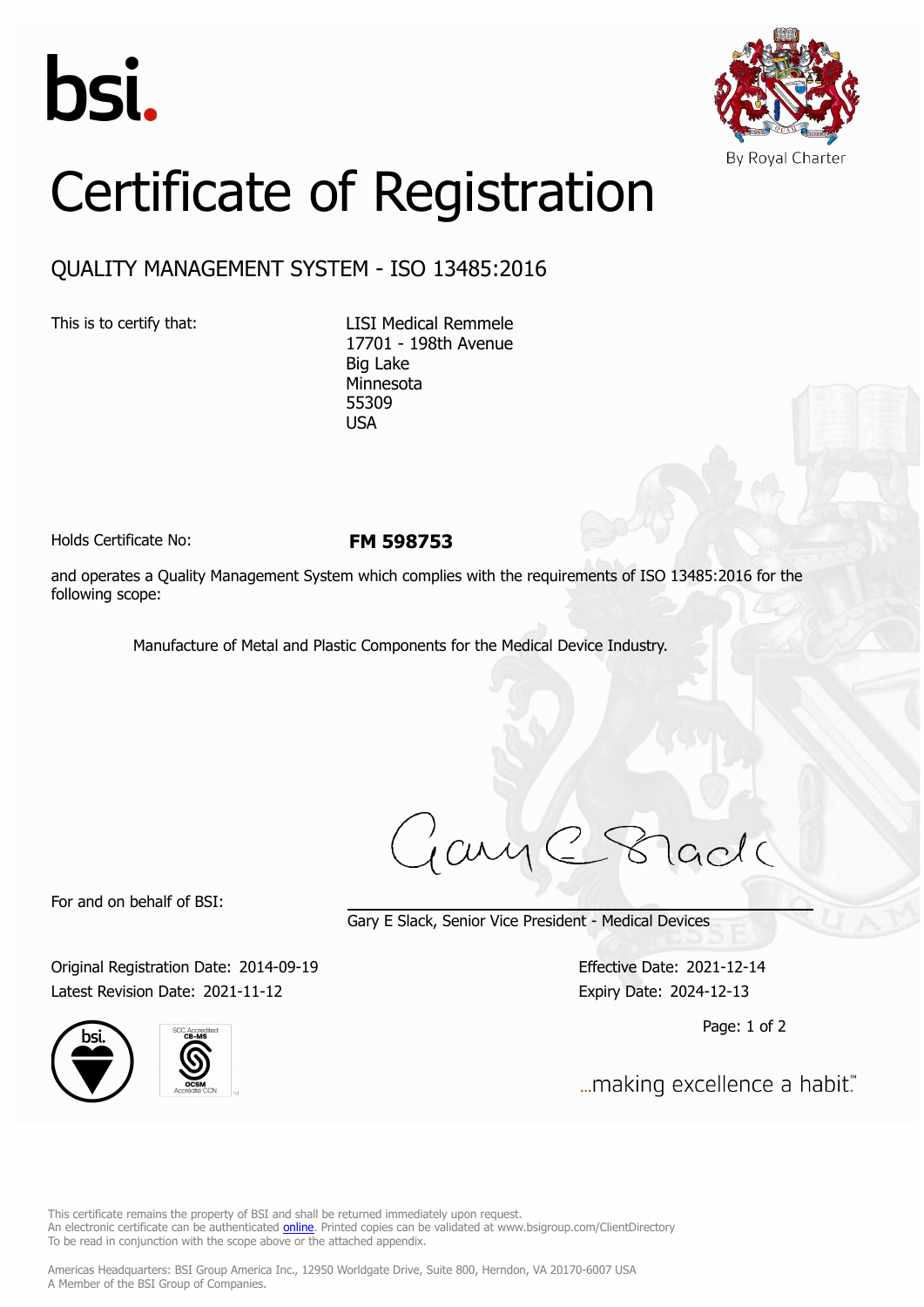bsi.

By Royal Charter

# Certificate of Registration

## QUALITY MANAGEMENT SYSTEM - ISO 13485:2016

This is to certify that:

LISI Medical Remmele
17701 - 198th Avenue
Big Lake
Minnesota
55309
USA

Holds Certificate No: **FM 598753**

and operates a Quality Management System which complies with the requirements of ISO 13485:2016 for the following scope:

Manufacture of Metal and Plastic Components for the Medical Device Industry.

For and on behalf of BSI:

Gary E Slack, Senior Vice President - Medical Devices

Original Registration Date: 2014-09-19
Latest Revision Date: 2021-11-12

Effective Date: 2021-12-14
Expiry Date: 2024-12-13

...making excellence a habit.™

This certificate remains the property of BSI and shall be returned immediately upon request.
An electronic certificate can be authenticated online. Printed copies can be validated at www.bsigroup.com/ClientDirectory
To be read in conjunction with the scope above or the attached appendix.

Americas Headquarters: BSI Group America Inc., 12950 Worldgate Drive, Suite 800, Herndon, VA 20170-6007 USA
A Member of the BSI Group of Companies.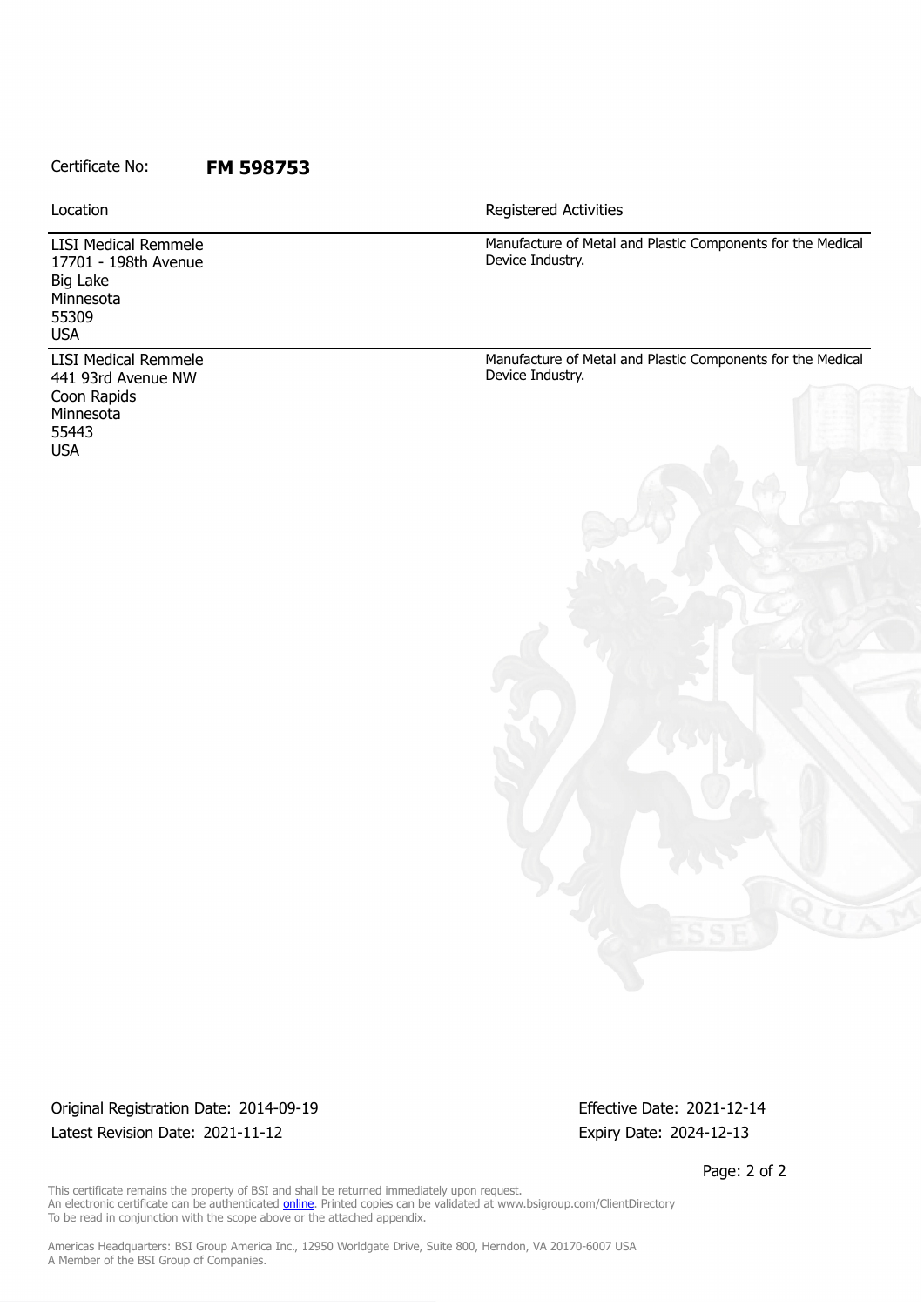Certificate No: **FM 598753**

| Location | Registered Activities |
| --- | --- |
| LISI Medical Remmele<br>17701 - 198th Avenue<br>Big Lake<br>Minnesota<br>55309<br>USA | Manufacture of Metal and Plastic Components for the Medical Device Industry. |
| LISI Medical Remmele<br>441 93rd Avenue NW<br>Coon Rapids<br>Minnesota<br>55443<br>USA | Manufacture of Metal and Plastic Components for the Medical Device Industry. |

Original Registration Date: 2014-09-19
Latest Revision Date: 2021-11-12

Effective Date: 2021-12-14
Expiry Date: 2024-12-13

This certificate remains the property of BSI and shall be returned immediately upon request.
An electronic certificate can be authenticated online. Printed copies can be validated at www.bsigroup.com/ClientDirectory
To be read in conjunction with the scope above or the attached appendix.

Americas Headquarters: BSI Group America Inc., 12950 Worldgate Drive, Suite 800, Herndon, VA 20170-6007 USA
A Member of the BSI Group of Companies.